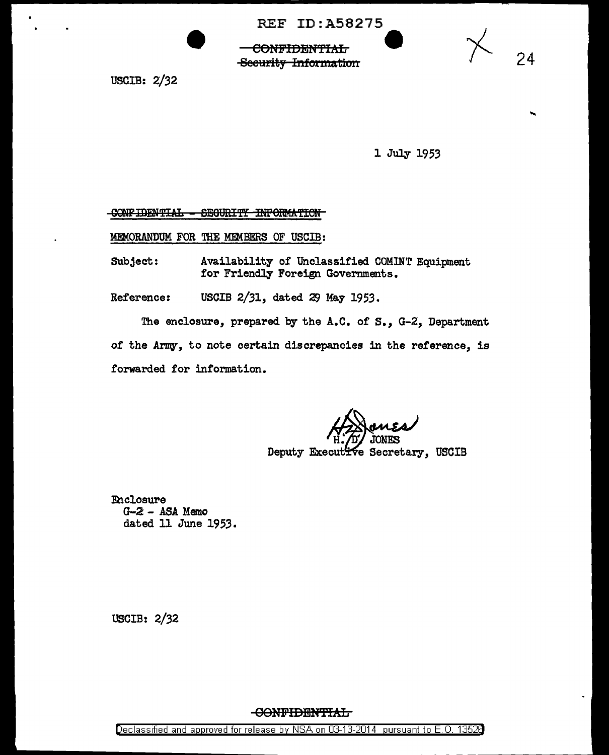REF ID:A58275

~~CONFIDENTIAL~~
~~Security Information~~

USCIB: 2/32

1 July 1953

~~CONFIDENTIAL - SECURITY INFORMATION~~

MEMORANDUM FOR THE MEMBERS OF USCIB:

Subject: Availability of Unclassified COMINT Equipment for Friendly Foreign Governments.

Reference: USCIB 2/31, dated 29 May 1953.

The enclosure, prepared by the A.C. of S., G-2, Department of the Army, to note certain discrepancies in the reference, is forwarded for information.

H. D. JONES
Deputy Executive Secretary, USCIB

Enclosure
G-2 - ASA Memo
dated 11 June 1953.

USCIB: 2/32

~~CONFIDENTIAL~~

Declassified and approved for release by NSA on 03-13-2014 pursuant to E.O. 13526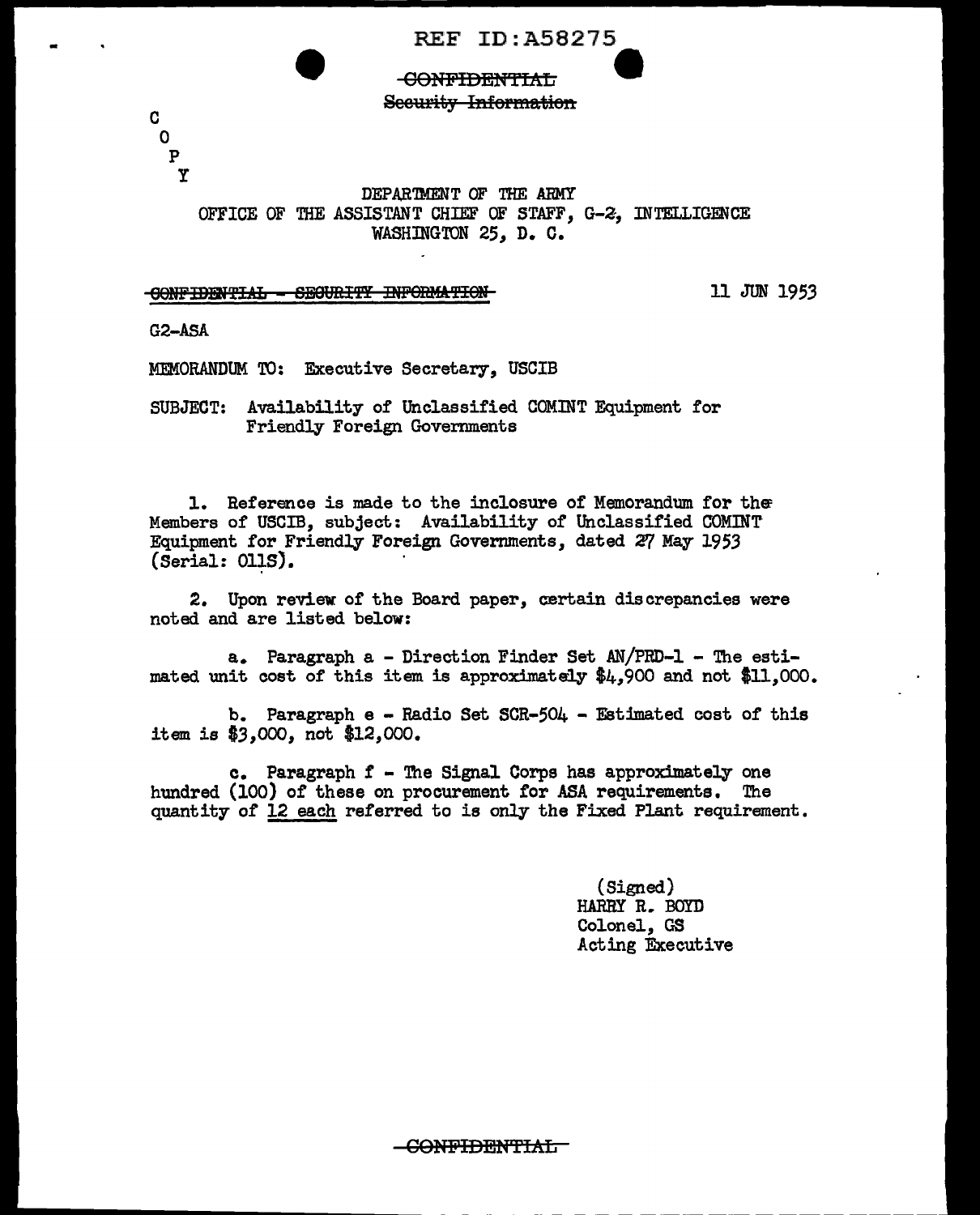REF ID:A58275

~~CONFIDENTIAL~~
~~Security Information~~

C
O
P
Y

DEPARTMENT OF THE ARMY
OFFICE OF THE ASSISTANT CHIEF OF STAFF, G-2, INTELLIGENCE
WASHINGTON 25, D. C.

~~CONFIDENTIAL - SECURITY INFORMATION~~

11 JUN 1953

G2-ASA

MEMORANDUM TO: Executive Secretary, USCIB

SUBJECT: Availability of Unclassified COMINT Equipment for Friendly Foreign Governments

1. Reference is made to the inclosure of Memorandum for the Members of USCIB, subject: Availability of Unclassified COMINT Equipment for Friendly Foreign Governments, dated 27 May 1953 (Serial: 011S).

2. Upon review of the Board paper, certain discrepancies were noted and are listed below:

a. Paragraph a - Direction Finder Set AN/PRD-1 - The estimated unit cost of this item is approximately $4,900 and not $11,000.

b. Paragraph e - Radio Set SCR-504 - Estimated cost of this item is $3,000, not $12,000.

c. Paragraph f - The Signal Corps has approximately one hundred (100) of these on procurement for ASA requirements. The quantity of <u>12 each</u> referred to is only the Fixed Plant requirement.

(Signed)
HARRY R. BOYD
Colonel, GS
Acting Executive

~~CONFIDENTIAL~~